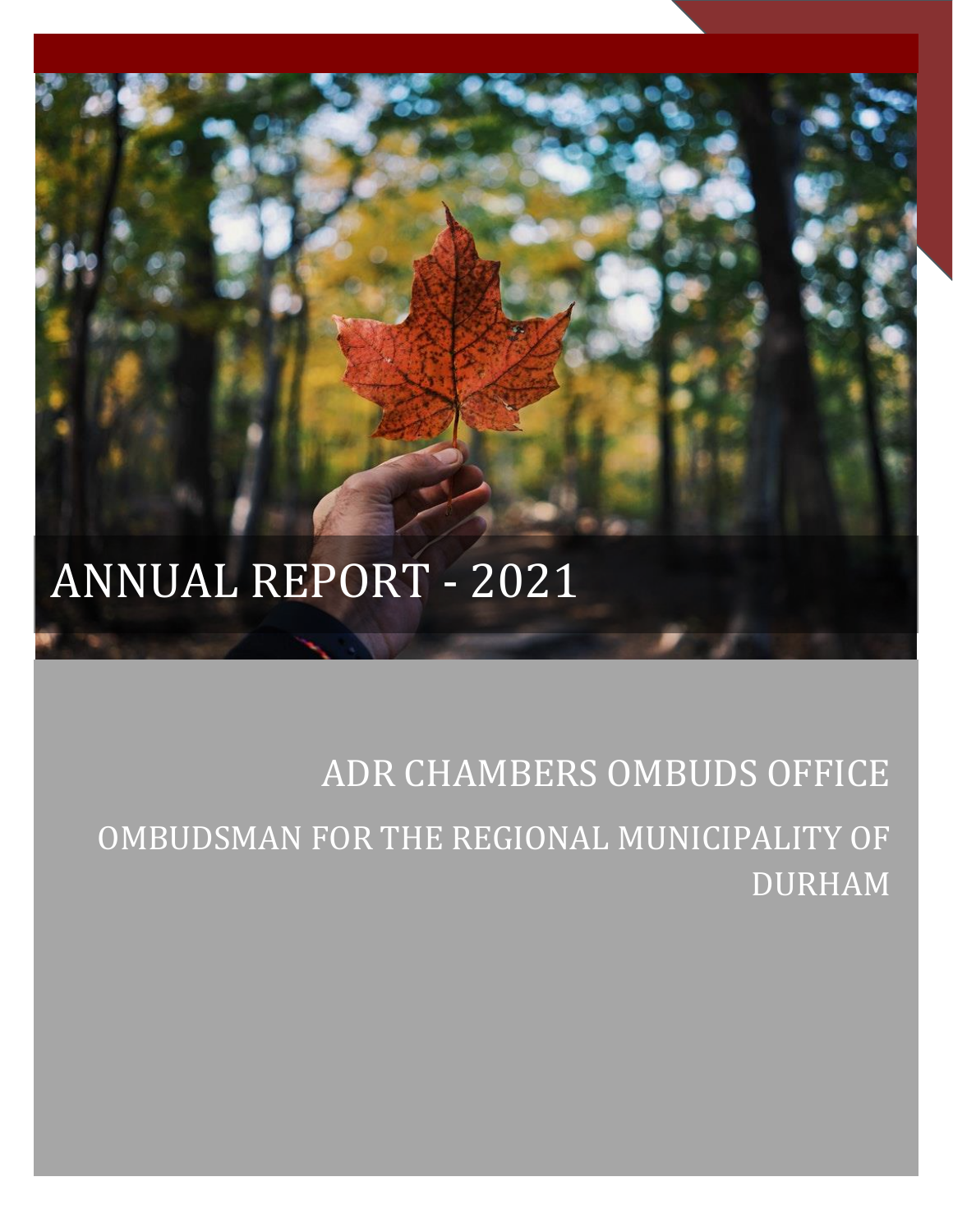# ANNUAL REPORT - 2021

## ADR CHAMBERS OMBUDS OFFICE

## OMBUDSMAN FOR THE REGIONAL MUNICIPALITY OF DURHAM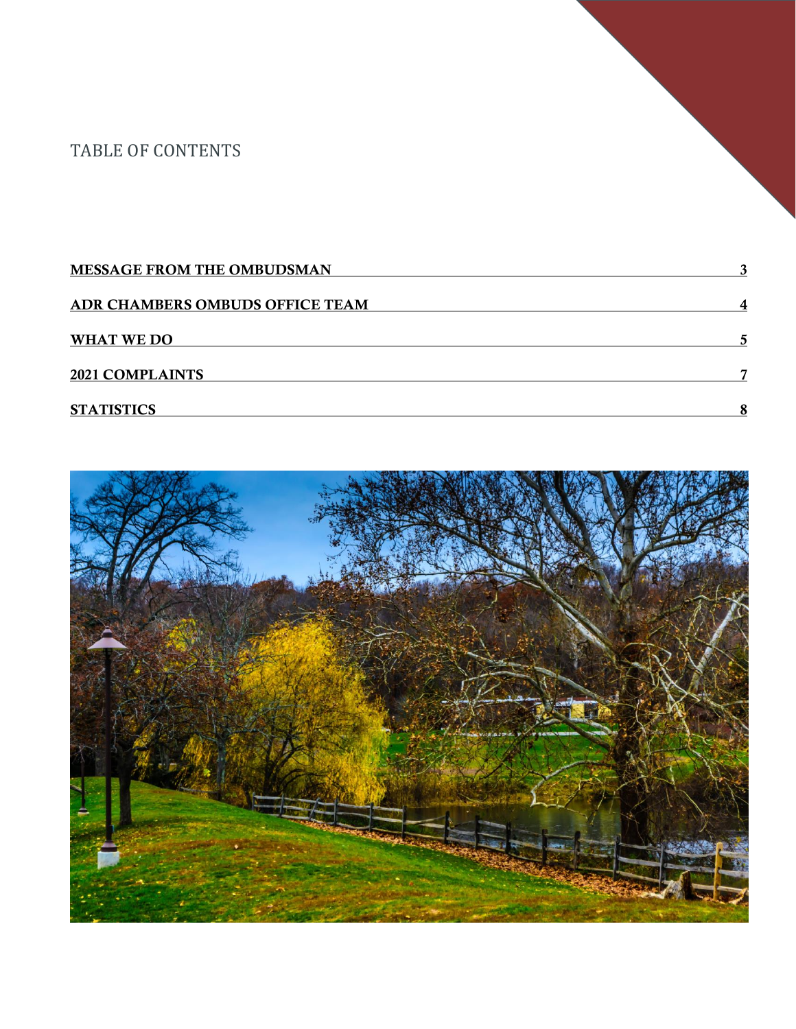# TABLE OF CONTENTS

| | |
|---|---|
| **MESSAGE FROM THE OMBUDSMAN** | **3** |
| **ADR CHAMBERS OMBUDS OFFICE TEAM** | **4** |
| **WHAT WE DO** | **5** |
| **2021 COMPLAINTS** | **7** |
| **STATISTICS** | **8** |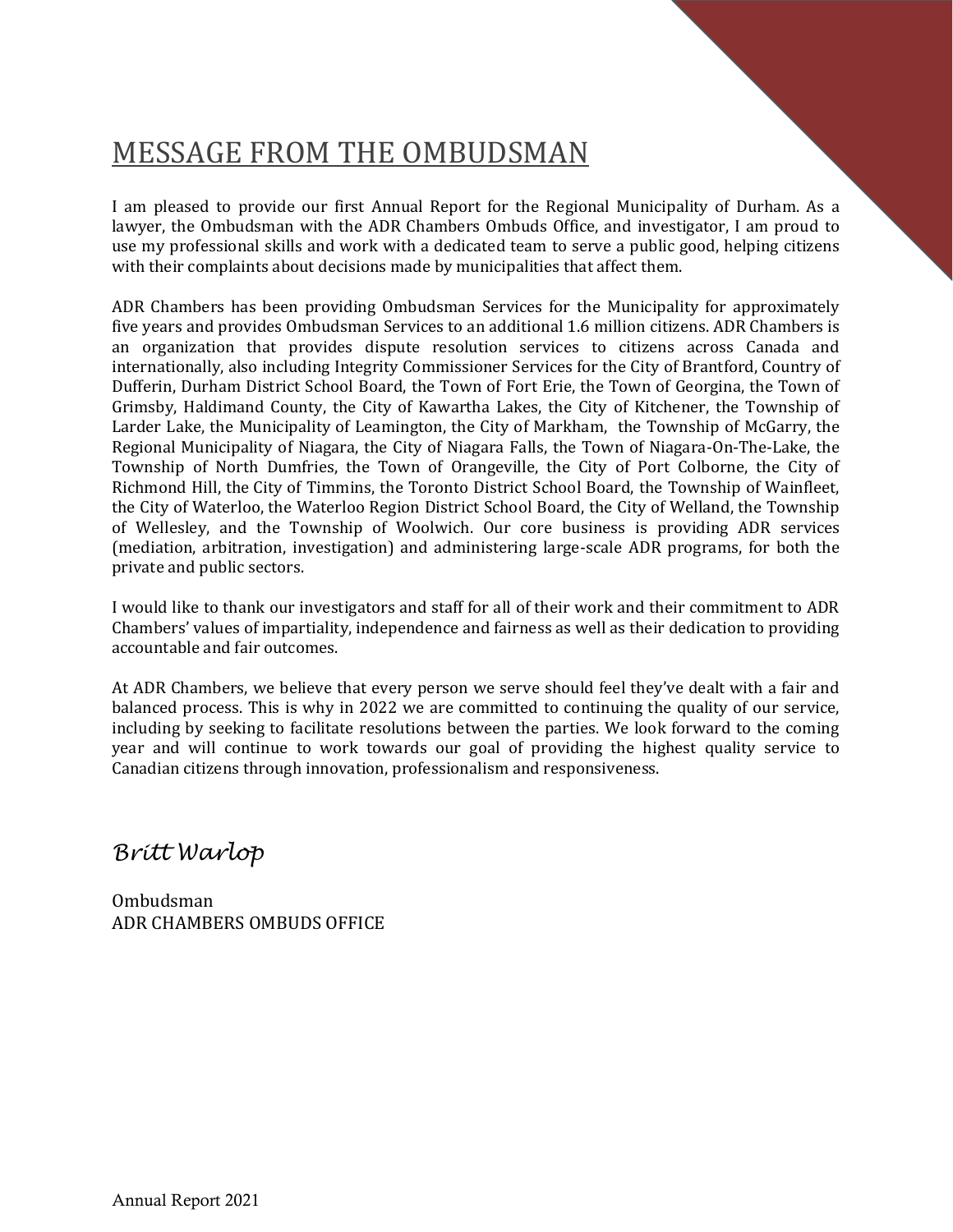# MESSAGE FROM THE OMBUDSMAN

I am pleased to provide our first Annual Report for the Regional Municipality of Durham. As a lawyer, the Ombudsman with the ADR Chambers Ombuds Office, and investigator, I am proud to use my professional skills and work with a dedicated team to serve a public good, helping citizens with their complaints about decisions made by municipalities that affect them.

ADR Chambers has been providing Ombudsman Services for the Municipality for approximately five years and provides Ombudsman Services to an additional 1.6 million citizens. ADR Chambers is an organization that provides dispute resolution services to citizens across Canada and internationally, also including Integrity Commissioner Services for the City of Brantford, Country of Dufferin, Durham District School Board, the Town of Fort Erie, the Town of Georgina, the Town of Grimsby, Haldimand County, the City of Kawartha Lakes, the City of Kitchener, the Township of Larder Lake, the Municipality of Leamington, the City of Markham, the Township of McGarry, the Regional Municipality of Niagara, the City of Niagara Falls, the Town of Niagara-On-The-Lake, the Township of North Dumfries, the Town of Orangeville, the City of Port Colborne, the City of Richmond Hill, the City of Timmins, the Toronto District School Board, the Township of Wainfleet, the City of Waterloo, the Waterloo Region District School Board, the City of Welland, the Township of Wellesley, and the Township of Woolwich. Our core business is providing ADR services (mediation, arbitration, investigation) and administering large-scale ADR programs, for both the private and public sectors.

I would like to thank our investigators and staff for all of their work and their commitment to ADR Chambers' values of impartiality, independence and fairness as well as their dedication to providing accountable and fair outcomes.

At ADR Chambers, we believe that every person we serve should feel they've dealt with a fair and balanced process. This is why in 2022 we are committed to continuing the quality of our service, including by seeking to facilitate resolutions between the parties. We look forward to the coming year and will continue to work towards our goal of providing the highest quality service to Canadian citizens through innovation, professionalism and responsiveness.

*Britt Warlop*

Ombudsman
ADR CHAMBERS OMBUDS OFFICE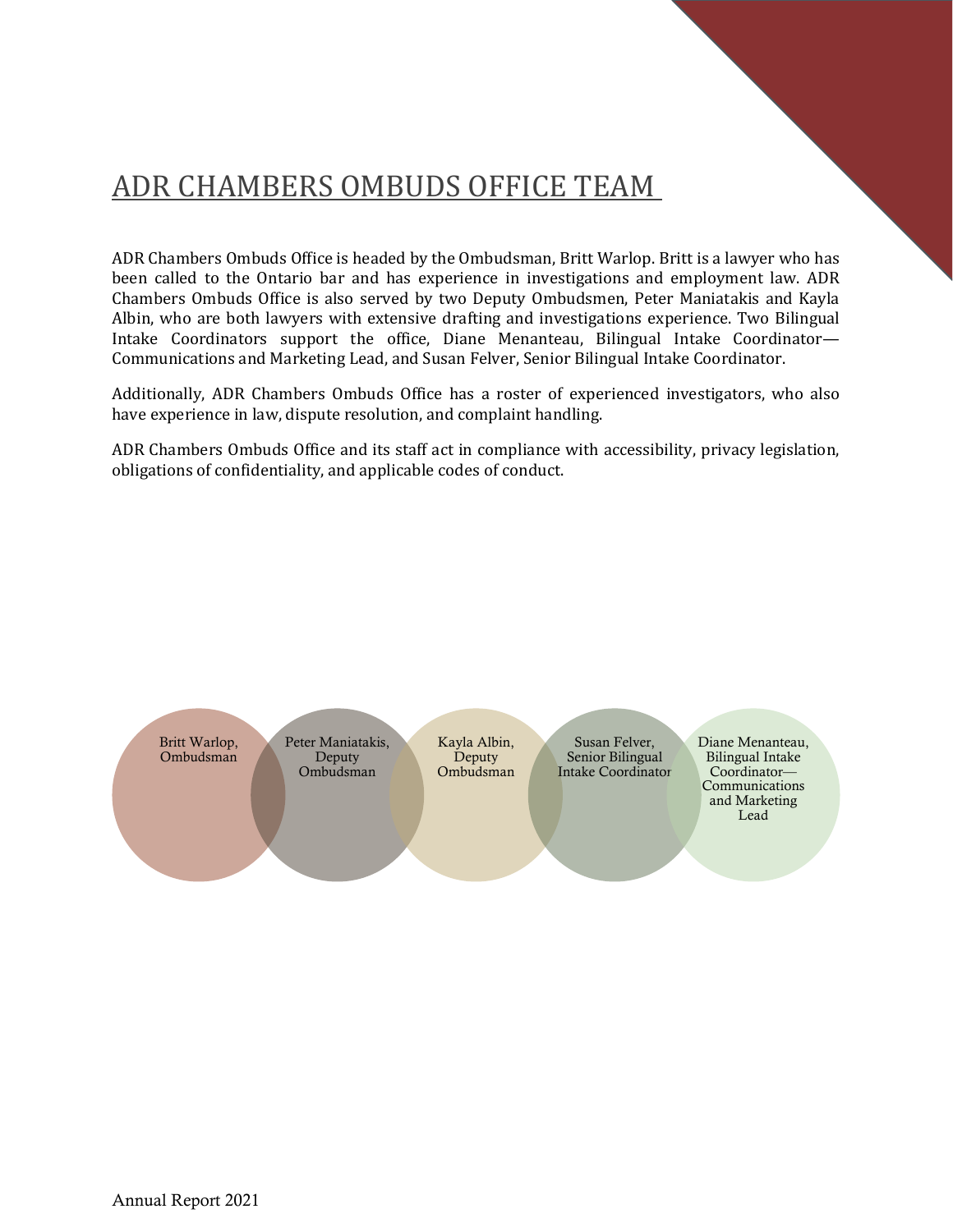# ADR CHAMBERS OMBUDS OFFICE TEAM

ADR Chambers Ombuds Office is headed by the Ombudsman, Britt Warlop. Britt is a lawyer who has been called to the Ontario bar and has experience in investigations and employment law. ADR Chambers Ombuds Office is also served by two Deputy Ombudsmen, Peter Maniatakis and Kayla Albin, who are both lawyers with extensive drafting and investigations experience. Two Bilingual Intake Coordinators support the office, Diane Menanteau, Bilingual Intake Coordinator—Communications and Marketing Lead, and Susan Felver, Senior Bilingual Intake Coordinator.

Additionally, ADR Chambers Ombuds Office has a roster of experienced investigators, who also have experience in law, dispute resolution, and complaint handling.

ADR Chambers Ombuds Office and its staff act in compliance with accessibility, privacy legislation, obligations of confidentiality, and applicable codes of conduct.

- Britt Warlop, Ombudsman
- Peter Maniatakis, Deputy Ombudsman
- Kayla Albin, Deputy Ombudsman
- Susan Felver, Senior Bilingual Intake Coordinator
- Diane Menanteau, Bilingual Intake Coordinator—Communications and Marketing Lead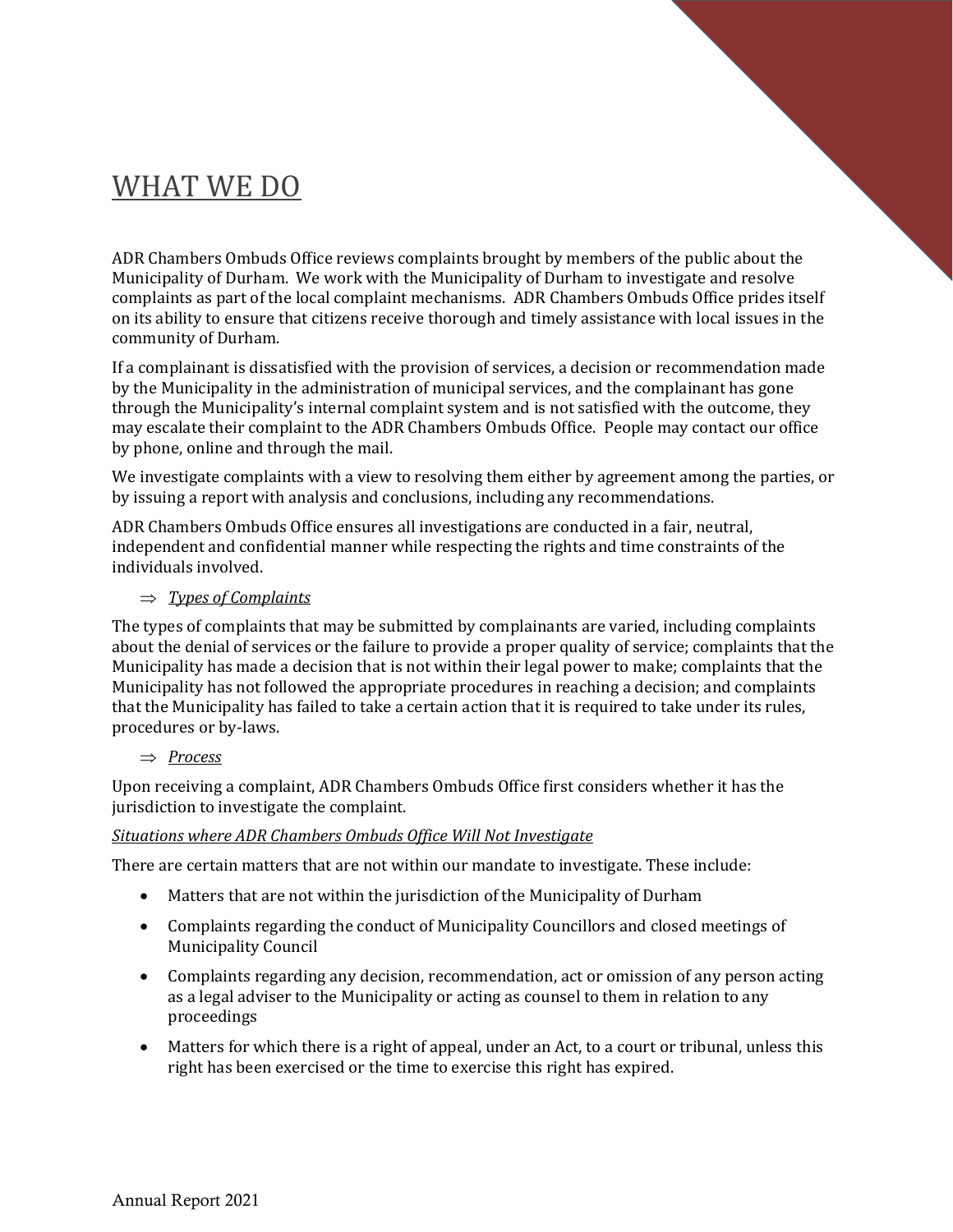# WHAT WE DO

ADR Chambers Ombuds Office reviews complaints brought by members of the public about the Municipality of Durham. We work with the Municipality of Durham to investigate and resolve complaints as part of the local complaint mechanisms. ADR Chambers Ombuds Office prides itself on its ability to ensure that citizens receive thorough and timely assistance with local issues in the community of Durham.

If a complainant is dissatisfied with the provision of services, a decision or recommendation made by the Municipality in the administration of municipal services, and the complainant has gone through the Municipality's internal complaint system and is not satisfied with the outcome, they may escalate their complaint to the ADR Chambers Ombuds Office. People may contact our office by phone, online and through the mail.

We investigate complaints with a view to resolving them either by agreement among the parties, or by issuing a report with analysis and conclusions, including any recommendations.

ADR Chambers Ombuds Office ensures all investigations are conducted in a fair, neutral, independent and confidential manner while respecting the rights and time constraints of the individuals involved.

⇒ *Types of Complaints*

The types of complaints that may be submitted by complainants are varied, including complaints about the denial of services or the failure to provide a proper quality of service; complaints that the Municipality has made a decision that is not within their legal power to make; complaints that the Municipality has not followed the appropriate procedures in reaching a decision; and complaints that the Municipality has failed to take a certain action that it is required to take under its rules, procedures or by-laws.

⇒ *Process*

Upon receiving a complaint, ADR Chambers Ombuds Office first considers whether it has the jurisdiction to investigate the complaint.

*Situations where ADR Chambers Ombuds Office Will Not Investigate*

There are certain matters that are not within our mandate to investigate. These include:

- Matters that are not within the jurisdiction of the Municipality of Durham
- Complaints regarding the conduct of Municipality Councillors and closed meetings of Municipality Council
- Complaints regarding any decision, recommendation, act or omission of any person acting as a legal adviser to the Municipality or acting as counsel to them in relation to any proceedings
- Matters for which there is a right of appeal, under an Act, to a court or tribunal, unless this right has been exercised or the time to exercise this right has expired.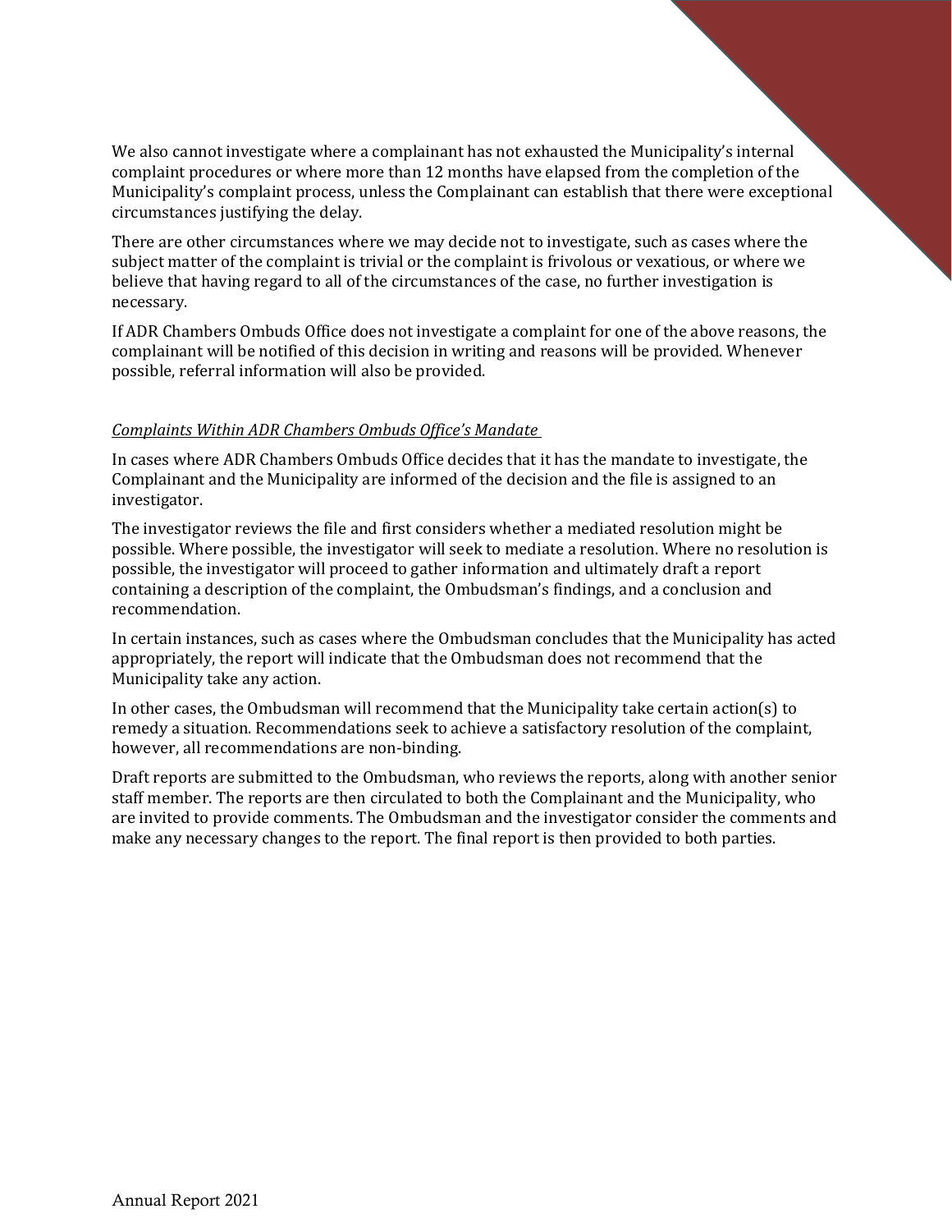We also cannot investigate where a complainant has not exhausted the Municipality's internal complaint procedures or where more than 12 months have elapsed from the completion of the Municipality's complaint process, unless the Complainant can establish that there were exceptional circumstances justifying the delay.

There are other circumstances where we may decide not to investigate, such as cases where the subject matter of the complaint is trivial or the complaint is frivolous or vexatious, or where we believe that having regard to all of the circumstances of the case, no further investigation is necessary.

If ADR Chambers Ombuds Office does not investigate a complaint for one of the above reasons, the complainant will be notified of this decision in writing and reasons will be provided. Whenever possible, referral information will also be provided.

*Complaints Within ADR Chambers Ombuds Office's Mandate*

In cases where ADR Chambers Ombuds Office decides that it has the mandate to investigate, the Complainant and the Municipality are informed of the decision and the file is assigned to an investigator.

The investigator reviews the file and first considers whether a mediated resolution might be possible. Where possible, the investigator will seek to mediate a resolution. Where no resolution is possible, the investigator will proceed to gather information and ultimately draft a report containing a description of the complaint, the Ombudsman's findings, and a conclusion and recommendation.

In certain instances, such as cases where the Ombudsman concludes that the Municipality has acted appropriately, the report will indicate that the Ombudsman does not recommend that the Municipality take any action.

In other cases, the Ombudsman will recommend that the Municipality take certain action(s) to remedy a situation. Recommendations seek to achieve a satisfactory resolution of the complaint, however, all recommendations are non-binding.

Draft reports are submitted to the Ombudsman, who reviews the reports, along with another senior staff member. The reports are then circulated to both the Complainant and the Municipality, who are invited to provide comments. The Ombudsman and the investigator consider the comments and make any necessary changes to the report. The final report is then provided to both parties.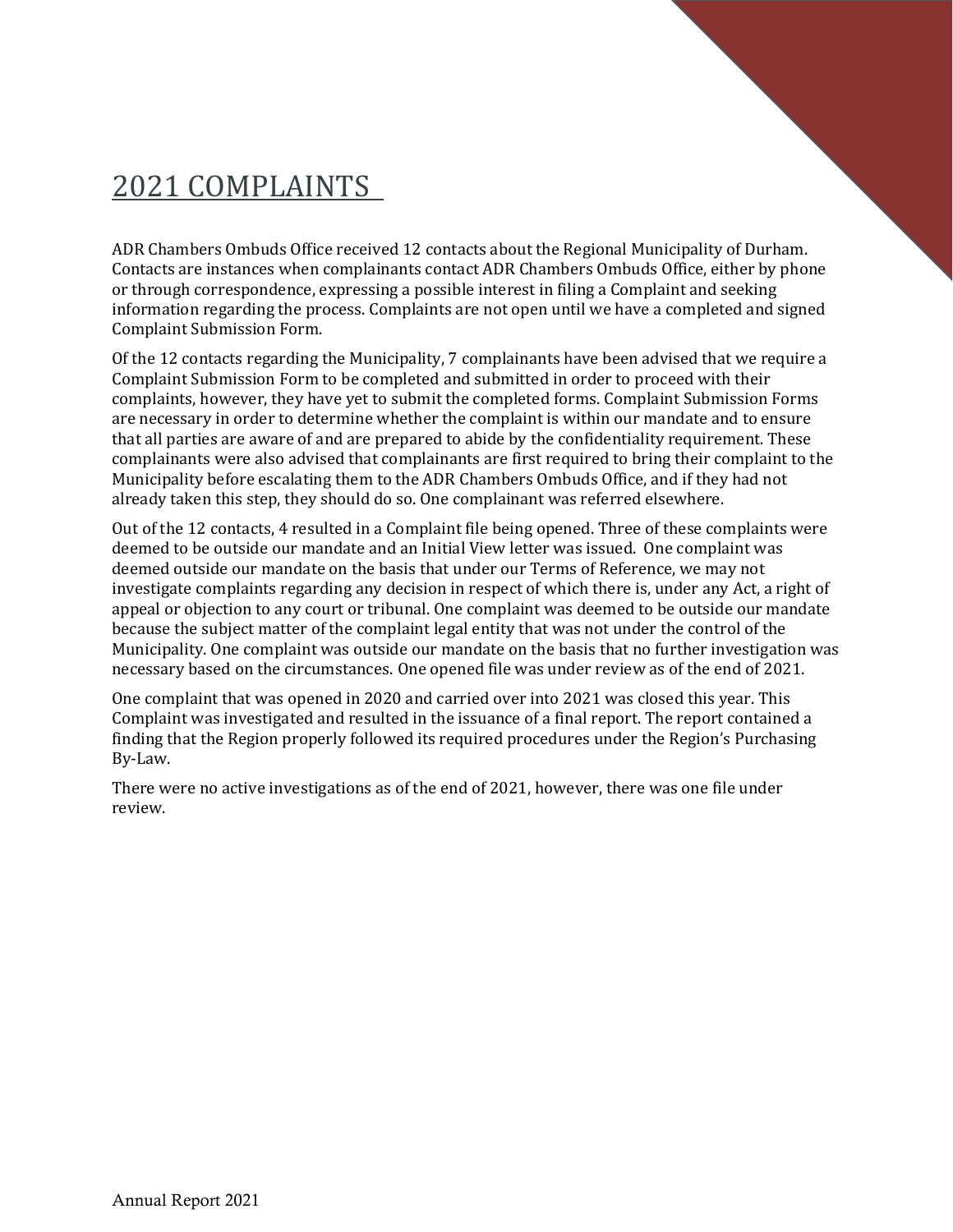# 2021 COMPLAINTS

ADR Chambers Ombuds Office received 12 contacts about the Regional Municipality of Durham. Contacts are instances when complainants contact ADR Chambers Ombuds Office, either by phone or through correspondence, expressing a possible interest in filing a Complaint and seeking information regarding the process. Complaints are not open until we have a completed and signed Complaint Submission Form.

Of the 12 contacts regarding the Municipality, 7 complainants have been advised that we require a Complaint Submission Form to be completed and submitted in order to proceed with their complaints, however, they have yet to submit the completed forms. Complaint Submission Forms are necessary in order to determine whether the complaint is within our mandate and to ensure that all parties are aware of and are prepared to abide by the confidentiality requirement. These complainants were also advised that complainants are first required to bring their complaint to the Municipality before escalating them to the ADR Chambers Ombuds Office, and if they had not already taken this step, they should do so. One complainant was referred elsewhere.

Out of the 12 contacts, 4 resulted in a Complaint file being opened. Three of these complaints were deemed to be outside our mandate and an Initial View letter was issued. One complaint was deemed outside our mandate on the basis that under our Terms of Reference, we may not investigate complaints regarding any decision in respect of which there is, under any Act, a right of appeal or objection to any court or tribunal. One complaint was deemed to be outside our mandate because the subject matter of the complaint legal entity that was not under the control of the Municipality. One complaint was outside our mandate on the basis that no further investigation was necessary based on the circumstances. One opened file was under review as of the end of 2021.

One complaint that was opened in 2020 and carried over into 2021 was closed this year. This Complaint was investigated and resulted in the issuance of a final report. The report contained a finding that the Region properly followed its required procedures under the Region's Purchasing By-Law.

There were no active investigations as of the end of 2021, however, there was one file under review.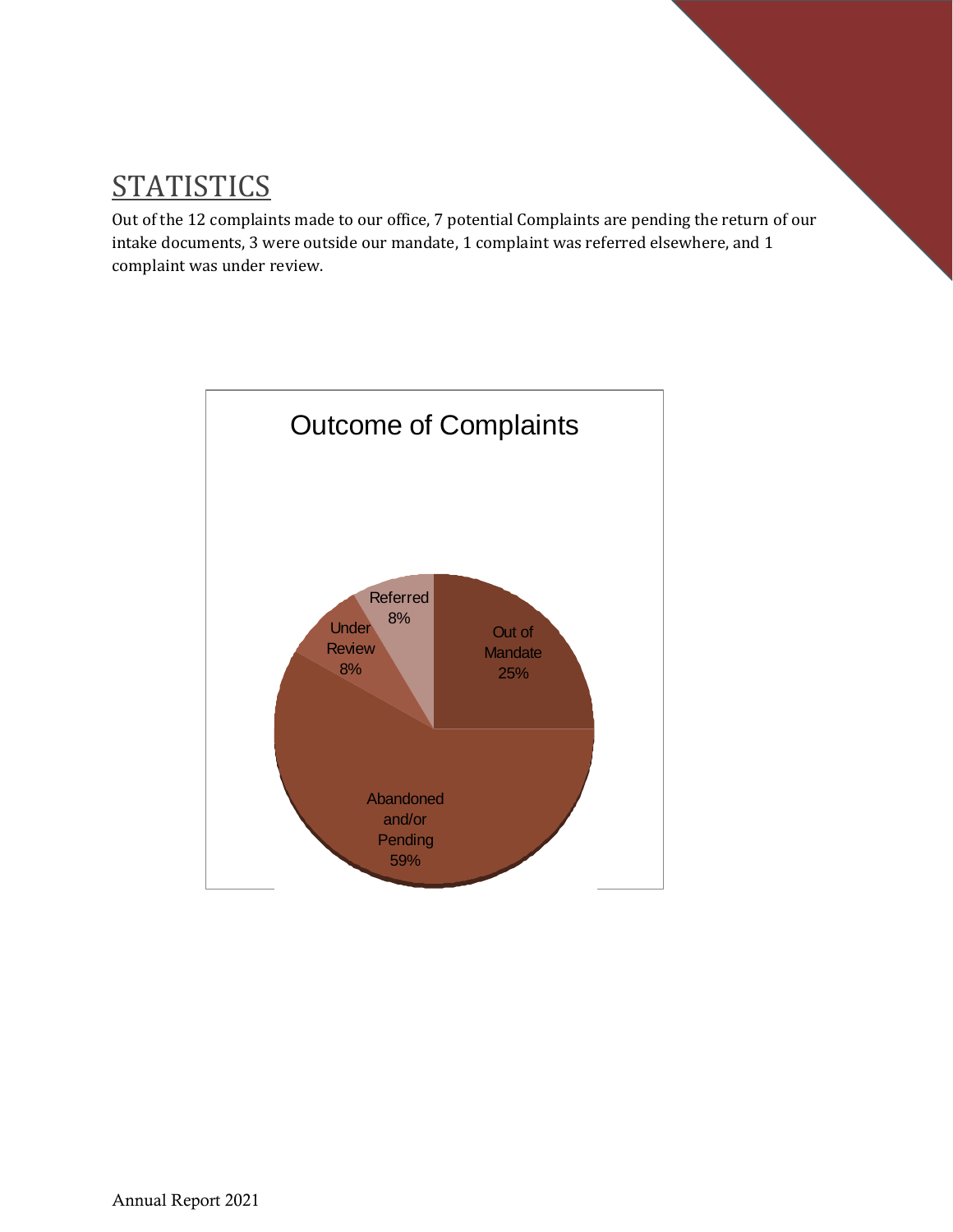## STATISTICS

Out of the 12 complaints made to our office, 7 potential Complaints are pending the return of our intake documents, 3 were outside our mandate, 1 complaint was referred elsewhere, and 1 complaint was under review.

Outcome of Complaints

| Outcome | Percentage |
|---|---|
| Out of Mandate | 25% |
| Abandoned and/or Pending | 59% |
| Under Review | 8% |
| Referred | 8% |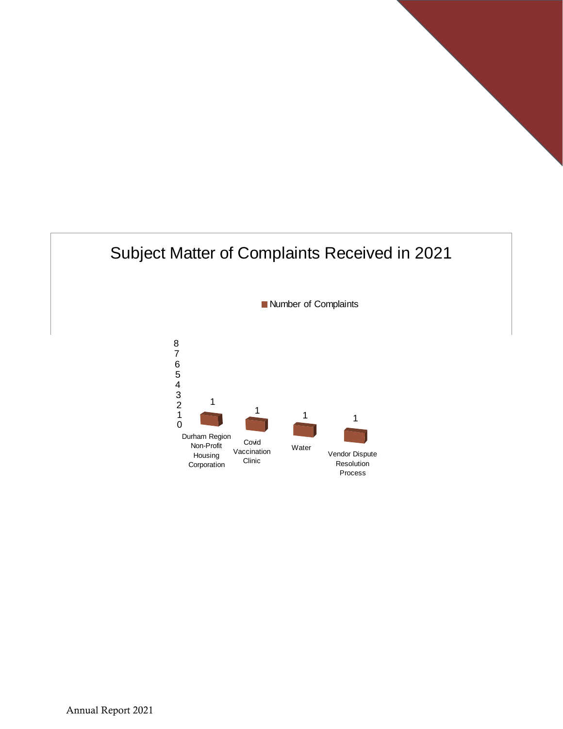## Subject Matter of Complaints Received in 2021

| Subject Matter | Number of Complaints |
|---|---|
| Durham Region Non-Profit Housing Corporation | 1 |
| Covid Vaccination Clinic | 1 |
| Water | 1 |
| Vendor Dispute Resolution Process | 1 |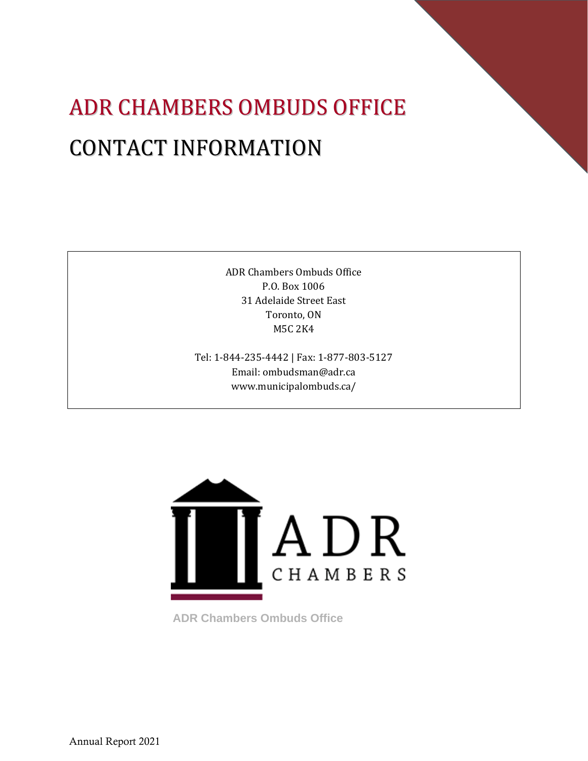# ADR CHAMBERS OMBUDS OFFICE

# CONTACT INFORMATION

ADR Chambers Ombuds Office
P.O. Box 1006
31 Adelaide Street East
Toronto, ON
M5C 2K4

Tel: 1-844-235-4442 | Fax: 1-877-803-5127
Email: ombudsman@adr.ca
www.municipalombuds.ca/

ADR CHAMBERS

ADR Chambers Ombuds Office